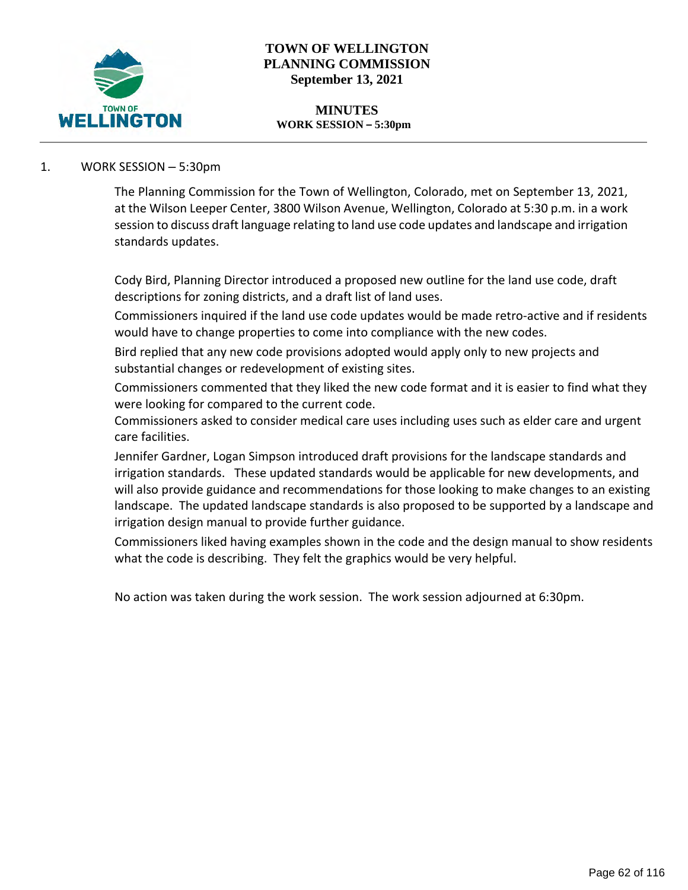# TOWN OF WELLINGTON
# PLANNING COMMISSION
## September 13, 2021

## MINUTES
### WORK SESSION – 5:30pm

1. WORK SESSION – 5:30pm

The Planning Commission for the Town of Wellington, Colorado, met on September 13, 2021, at the Wilson Leeper Center, 3800 Wilson Avenue, Wellington, Colorado at 5:30 p.m. in a work session to discuss draft language relating to land use code updates and landscape and irrigation standards updates.

Cody Bird, Planning Director introduced a proposed new outline for the land use code, draft descriptions for zoning districts, and a draft list of land uses.

Commissioners inquired if the land use code updates would be made retro-active and if residents would have to change properties to come into compliance with the new codes.

Bird replied that any new code provisions adopted would apply only to new projects and substantial changes or redevelopment of existing sites.

Commissioners commented that they liked the new code format and it is easier to find what they were looking for compared to the current code.

Commissioners asked to consider medical care uses including uses such as elder care and urgent care facilities.

Jennifer Gardner, Logan Simpson introduced draft provisions for the landscape standards and irrigation standards. These updated standards would be applicable for new developments, and will also provide guidance and recommendations for those looking to make changes to an existing landscape. The updated landscape standards is also proposed to be supported by a landscape and irrigation design manual to provide further guidance.

Commissioners liked having examples shown in the code and the design manual to show residents what the code is describing. They felt the graphics would be very helpful.

No action was taken during the work session. The work session adjourned at 6:30pm.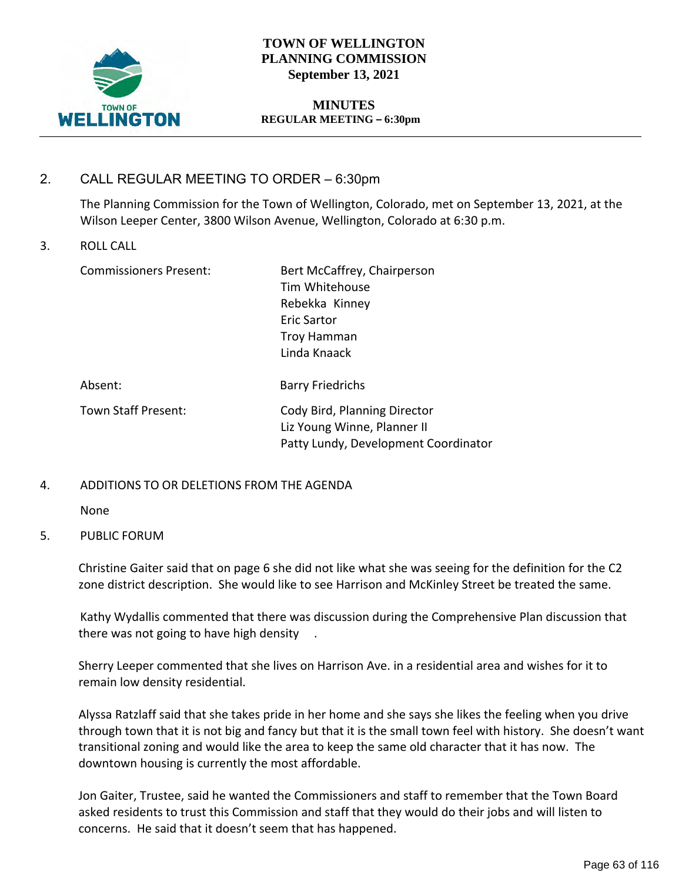# TOWN OF WELLINGTON PLANNING COMMISSION

**September 13, 2021**

**MINUTES**

**REGULAR MEETING – 6:30pm**

---

## 2. CALL REGULAR MEETING TO ORDER – 6:30pm

The Planning Commission for the Town of Wellington, Colorado, met on September 13, 2021, at the Wilson Leeper Center, 3800 Wilson Avenue, Wellington, Colorado at 6:30 p.m.

## 3. ROLL CALL

| | |
|---|---|
| Commissioners Present: | Bert McCaffrey, Chairperson<br>Tim Whitehouse<br>Rebekka Kinney<br>Eric Sartor<br>Troy Hamman<br>Linda Knaack |
| Absent: | Barry Friedrichs |
| Town Staff Present: | Cody Bird, Planning Director<br>Liz Young Winne, Planner II<br>Patty Lundy, Development Coordinator |

## 4. ADDITIONS TO OR DELETIONS FROM THE AGENDA

None

## 5. PUBLIC FORUM

Christine Gaiter said that on page 6 she did not like what she was seeing for the definition for the C2 zone district description. She would like to see Harrison and McKinley Street be treated the same.

Kathy Wydallis commented that there was discussion during the Comprehensive Plan discussion that there was not going to have high density .

Sherry Leeper commented that she lives on Harrison Ave. in a residential area and wishes for it to remain low density residential.

Alyssa Ratzlaff said that she takes pride in her home and she says she likes the feeling when you drive through town that it is not big and fancy but that it is the small town feel with history. She doesn't want transitional zoning and would like the area to keep the same old character that it has now. The downtown housing is currently the most affordable.

Jon Gaiter, Trustee, said he wanted the Commissioners and staff to remember that the Town Board asked residents to trust this Commission and staff that they would do their jobs and will listen to concerns. He said that it doesn't seem that has happened.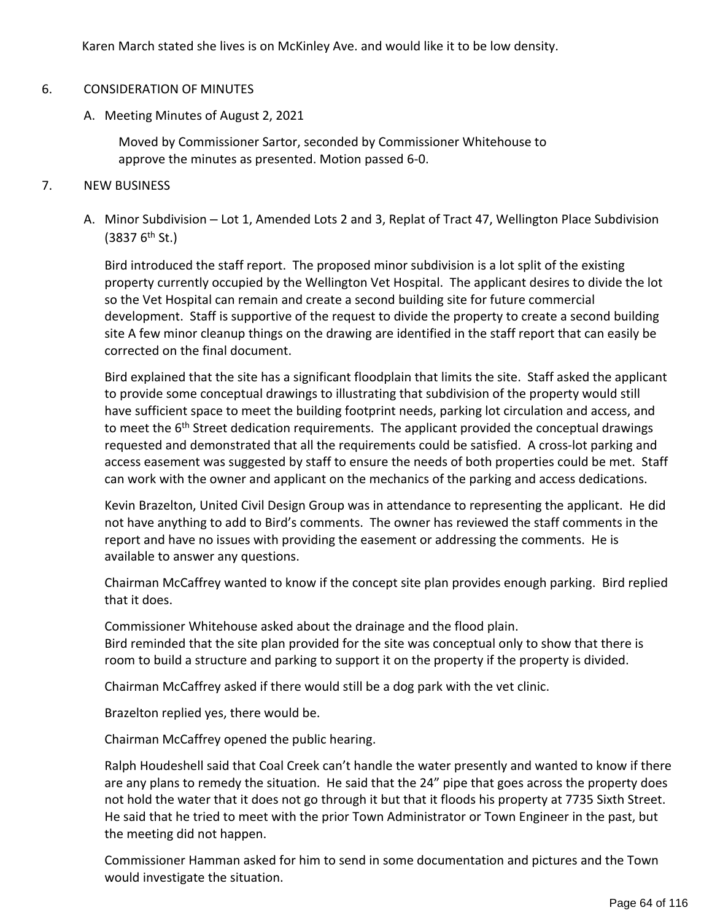Karen March stated she lives is on McKinley Ave. and would like it to be low density.

6. CONSIDERATION OF MINUTES

   A. Meeting Minutes of August 2, 2021

      Moved by Commissioner Sartor, seconded by Commissioner Whitehouse to approve the minutes as presented. Motion passed 6-0.

7. NEW BUSINESS

   A. Minor Subdivision – Lot 1, Amended Lots 2 and 3, Replat of Tract 47, Wellington Place Subdivision (3837 6th St.)

      Bird introduced the staff report. The proposed minor subdivision is a lot split of the existing property currently occupied by the Wellington Vet Hospital. The applicant desires to divide the lot so the Vet Hospital can remain and create a second building site for future commercial development. Staff is supportive of the request to divide the property to create a second building site A few minor cleanup things on the drawing are identified in the staff report that can easily be corrected on the final document.

      Bird explained that the site has a significant floodplain that limits the site. Staff asked the applicant to provide some conceptual drawings to illustrating that subdivision of the property would still have sufficient space to meet the building footprint needs, parking lot circulation and access, and to meet the 6th Street dedication requirements. The applicant provided the conceptual drawings requested and demonstrated that all the requirements could be satisfied. A cross-lot parking and access easement was suggested by staff to ensure the needs of both properties could be met. Staff can work with the owner and applicant on the mechanics of the parking and access dedications.

      Kevin Brazelton, United Civil Design Group was in attendance to representing the applicant. He did not have anything to add to Bird's comments. The owner has reviewed the staff comments in the report and have no issues with providing the easement or addressing the comments. He is available to answer any questions.

      Chairman McCaffrey wanted to know if the concept site plan provides enough parking. Bird replied that it does.

      Commissioner Whitehouse asked about the drainage and the flood plain.
      Bird reminded that the site plan provided for the site was conceptual only to show that there is room to build a structure and parking to support it on the property if the property is divided.

      Chairman McCaffrey asked if there would still be a dog park with the vet clinic.

      Brazelton replied yes, there would be.

      Chairman McCaffrey opened the public hearing.

      Ralph Houdeshell said that Coal Creek can't handle the water presently and wanted to know if there are any plans to remedy the situation. He said that the 24" pipe that goes across the property does not hold the water that it does not go through it but that it floods his property at 7735 Sixth Street. He said that he tried to meet with the prior Town Administrator or Town Engineer in the past, but the meeting did not happen.

      Commissioner Hamman asked for him to send in some documentation and pictures and the Town would investigate the situation.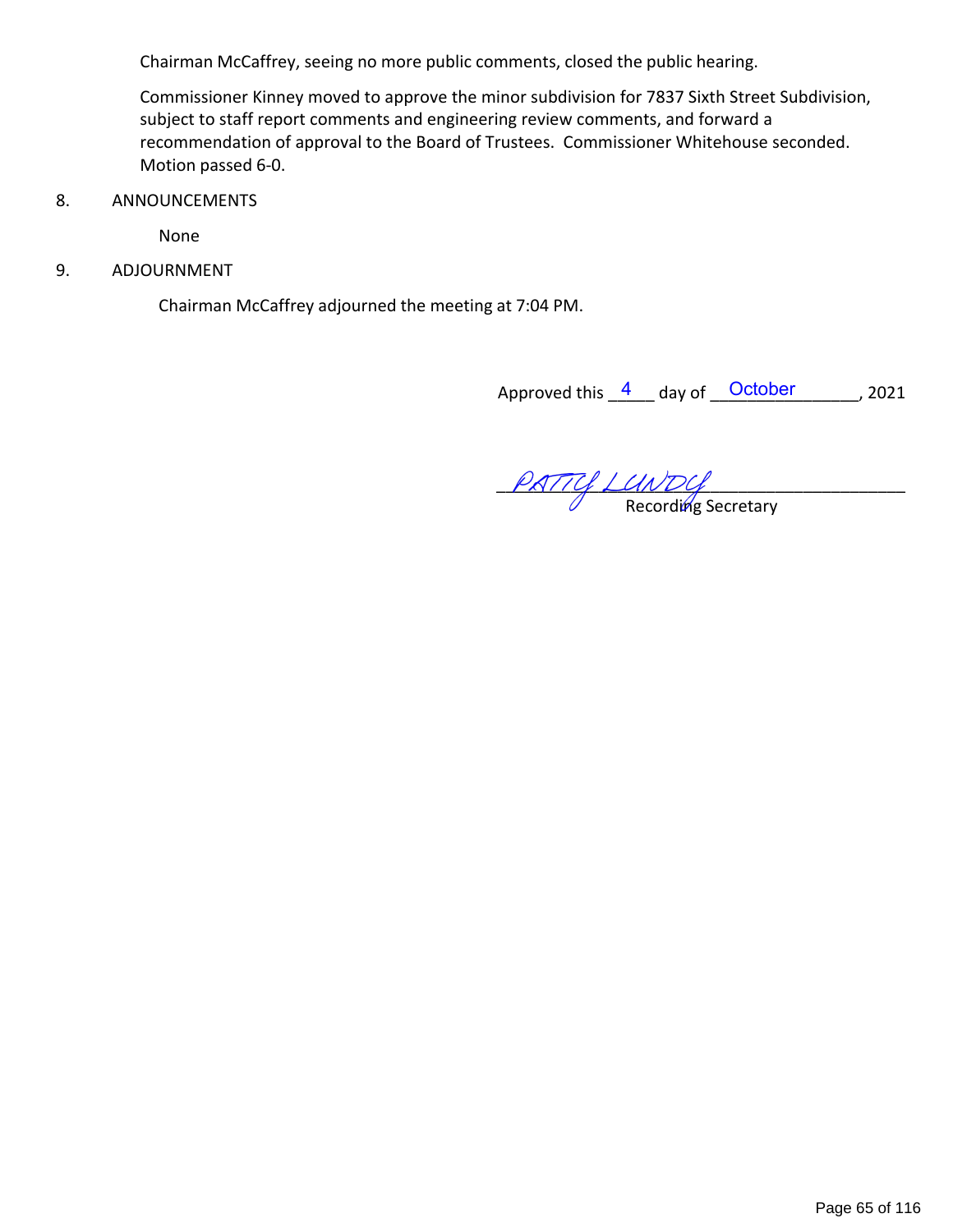Chairman McCaffrey, seeing no more public comments, closed the public hearing.

Commissioner Kinney moved to approve the minor subdivision for 7837 Sixth Street Subdivision, subject to staff report comments and engineering review comments, and forward a recommendation of approval to the Board of Trustees. Commissioner Whitehouse seconded. Motion passed 6-0.

8. ANNOUNCEMENTS

None

9. ADJOURNMENT

Chairman McCaffrey adjourned the meeting at 7:04 PM.

Approved this 4 day of October, 2021

PATTY LUNDY
Recording Secretary